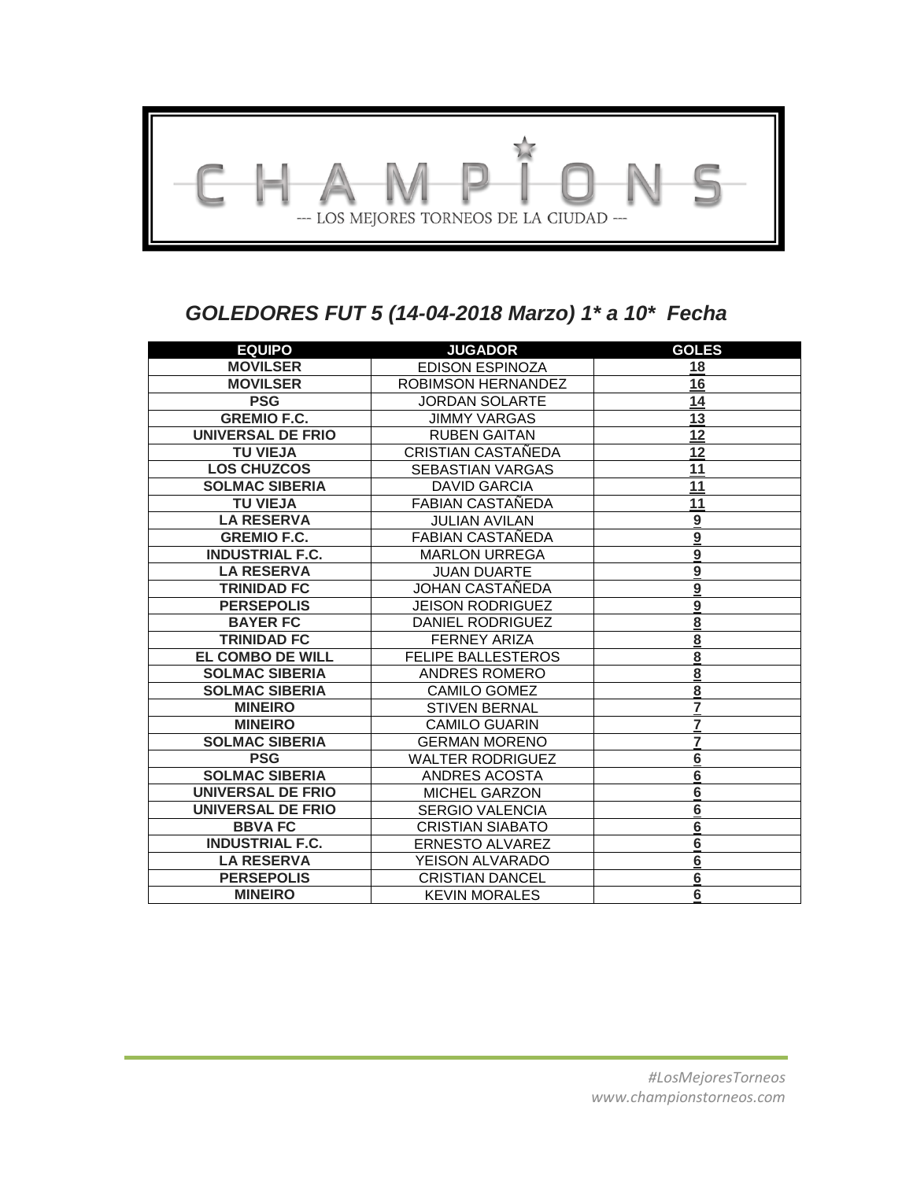# CHAMPIONS

--- LOS MEJORES TORNEOS DE LA CIUDAD ---

## *GOLEDORES FUT 5 (14-04-2018 Marzo) 1* a 10*  Fecha*

| EQUIPO | JUGADOR | GOLES |
|---|---|---|
| **MOVILSER** | EDISON ESPINOZA | 18 |
| **MOVILSER** | ROBIMSON HERNANDEZ | 16 |
| **PSG** | JORDAN SOLARTE | 14 |
| **GREMIO F.C.** | JIMMY VARGAS | 13 |
| **UNIVERSAL DE FRIO** | RUBEN GAITAN | 12 |
| **TU VIEJA** | CRISTIAN CASTAÑEDA | 12 |
| **LOS CHUZCOS** | SEBASTIAN VARGAS | 11 |
| **SOLMAC SIBERIA** | DAVID GARCIA | 11 |
| **TU VIEJA** | FABIAN CASTAÑEDA | 11 |
| **LA RESERVA** | JULIAN AVILAN | 9 |
| **GREMIO F.C.** | FABIAN CASTAÑEDA | 9 |
| **INDUSTRIAL F.C.** | MARLON URREGA | 9 |
| **LA RESERVA** | JUAN DUARTE | 9 |
| **TRINIDAD FC** | JOHAN CASTAÑEDA | 9 |
| **PERSEPOLIS** | JEISON RODRIGUEZ | 9 |
| **BAYER FC** | DANIEL RODRIGUEZ | 8 |
| **TRINIDAD FC** | FERNEY ARIZA | 8 |
| **EL COMBO DE WILL** | FELIPE BALLESTEROS | 8 |
| **SOLMAC SIBERIA** | ANDRES ROMERO | 8 |
| **SOLMAC SIBERIA** | CAMILO GOMEZ | 8 |
| **MINEIRO** | STIVEN BERNAL | 7 |
| **MINEIRO** | CAMILO GUARIN | 7 |
| **SOLMAC SIBERIA** | GERMAN MORENO | 7 |
| **PSG** | WALTER RODRIGUEZ | 6 |
| **SOLMAC SIBERIA** | ANDRES ACOSTA | 6 |
| **UNIVERSAL DE FRIO** | MICHEL GARZON | 6 |
| **UNIVERSAL DE FRIO** | SERGIO VALENCIA | 6 |
| **BBVA FC** | CRISTIAN SIABATO | 6 |
| **INDUSTRIAL F.C.** | ERNESTO ALVAREZ | 6 |
| **LA RESERVA** | YEISON ALVARADO | 6 |
| **PERSEPOLIS** | CRISTIAN DANCEL | 6 |
| **MINEIRO** | KEVIN MORALES | 6 |

*#LosMejoresTorneos*
*www.championstorneos.com*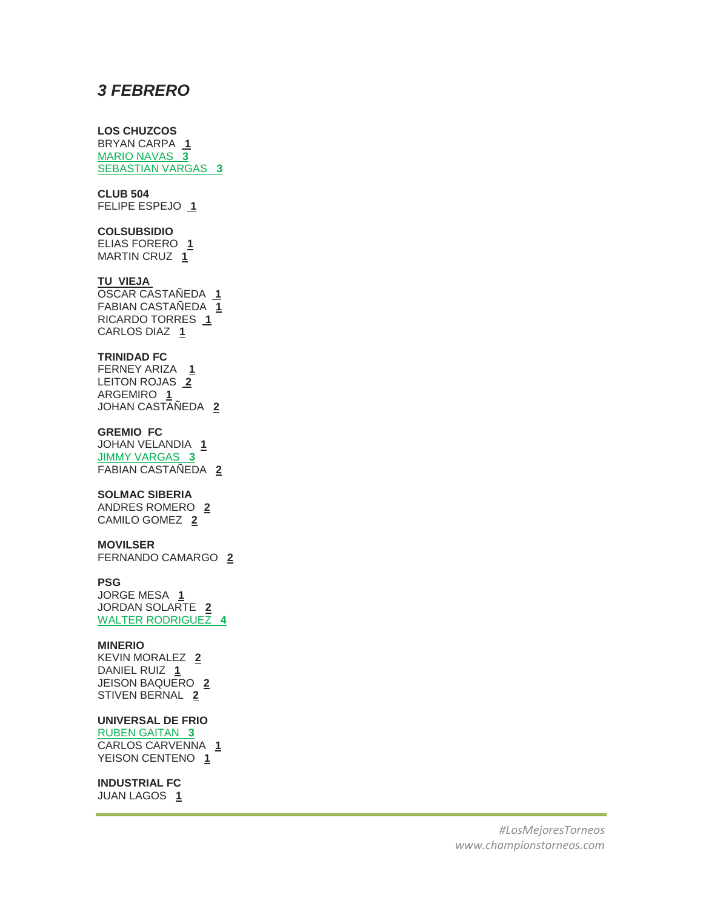# *3 FEBRERO*

**LOS CHUZCOS**
BRYAN CARPA **1**
MARIO NAVAS **3**
SEBASTIAN VARGAS **3**

**CLUB 504**
FELIPE ESPEJO **1**

**COLSUBSIDIO**
ELIAS FORERO **1**
MARTIN CRUZ **1**

**TU VIEJA**
OSCAR CASTAÑEDA **1**
FABIAN CASTAÑEDA **1**
RICARDO TORRES **1**
CARLOS DIAZ **1**

**TRINIDAD FC**
FERNEY ARIZA **1**
LEITON ROJAS **2**
ARGEMIRO **1**
JOHAN CASTAÑEDA **2**

**GREMIO FC**
JOHAN VELANDIA **1**
JIMMY VARGAS **3**
FABIAN CASTAÑEDA **2**

**SOLMAC SIBERIA**
ANDRES ROMERO **2**
CAMILO GOMEZ **2**

**MOVILSER**
FERNANDO CAMARGO **2**

**PSG**
JORGE MESA **1**
JORDAN SOLARTE **2**
WALTER RODRIGUEZ **4**

**MINERIO**
KEVIN MORALEZ **2**
DANIEL RUIZ **1**
JEISON BAQUERO **2**
STIVEN BERNAL **2**

**UNIVERSAL DE FRIO**
RUBEN GAITAN **3**
CARLOS CARVENNA **1**
YEISON CENTENO **1**

**INDUSTRIAL FC**
JUAN LAGOS **1**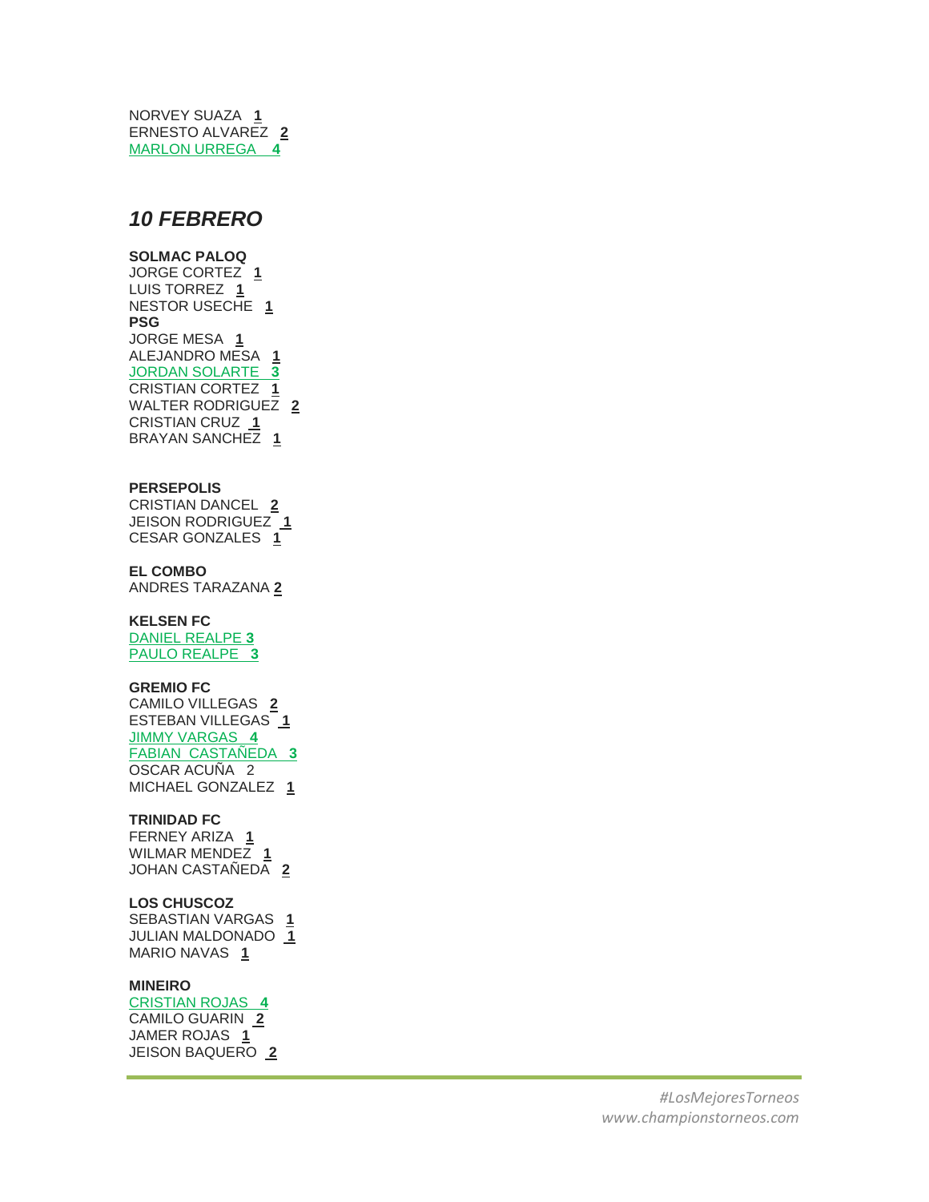NORVEY SUAZA **1**
ERNESTO ALVAREZ **2**
MARLON URREGA **4**

## *10 FEBRERO*

**SOLMAC PALOQ**
JORGE CORTEZ **1**
LUIS TORREZ **1**
NESTOR USECHE **1**
**PSG**
JORGE MESA **1**
ALEJANDRO MESA **1**
JORDAN SOLARTE **3**
CRISTIAN CORTEZ **1**
WALTER RODRIGUEZ **2**
CRISTIAN CRUZ **1**
BRAYAN SANCHEZ **1**

**PERSEPOLIS**
CRISTIAN DANCEL **2**
JEISON RODRIGUEZ **1**
CESAR GONZALES **1**

**EL COMBO**
ANDRES TARAZANA **2**

**KELSEN FC**
DANIEL REALPE **3**
PAULO REALPE **3**

**GREMIO FC**
CAMILO VILLEGAS **2**
ESTEBAN VILLEGAS **1**
JIMMY VARGAS **4**
FABIAN CASTAÑEDA **3**
OSCAR ACUÑA 2
MICHAEL GONZALEZ **1**

**TRINIDAD FC**
FERNEY ARIZA **1**
WILMAR MENDEZ **1**
JOHAN CASTAÑEDA **2**

**LOS CHUSCOZ**
SEBASTIAN VARGAS **1**
JULIAN MALDONADO **1**
MARIO NAVAS **1**

**MINEIRO**
CRISTIAN ROJAS **4**
CAMILO GUARIN **2**
JAMER ROJAS **1**
JEISON BAQUERO **2**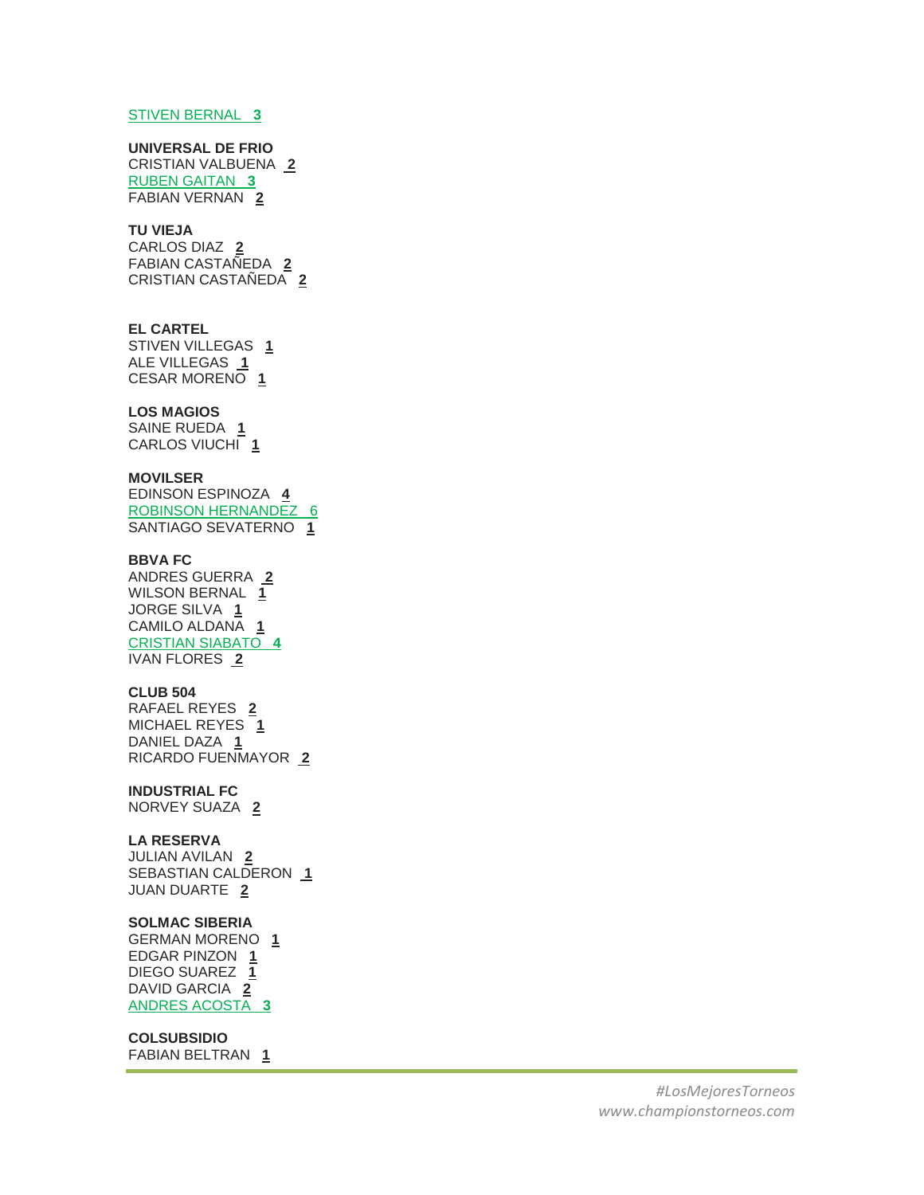STIVEN BERNAL **3**

**UNIVERSAL DE FRIO**
CRISTIAN VALBUENA **2**
RUBEN GAITAN **3**
FABIAN VERNAN **2**

**TU VIEJA**
CARLOS DIAZ **2**
FABIAN CASTAÑEDA **2**
CRISTIAN CASTAÑEDA **2**

**EL CARTEL**
STIVEN VILLEGAS **1**
ALE VILLEGAS **1**
CESAR MORENO **1**

**LOS MAGIOS**
SAINE RUEDA **1**
CARLOS VIUCHI **1**

**MOVILSER**
EDINSON ESPINOZA **4**
ROBINSON HERNANDEZ 6
SANTIAGO SEVATERNO **1**

**BBVA FC**
ANDRES GUERRA **2**
WILSON BERNAL **1**
JORGE SILVA **1**
CAMILO ALDANA **1**
CRISTIAN SIABATO **4**
IVAN FLORES **2**

**CLUB 504**
RAFAEL REYES **2**
MICHAEL REYES **1**
DANIEL DAZA **1**
RICARDO FUENMAYOR **2**

**INDUSTRIAL FC**
NORVEY SUAZA **2**

**LA RESERVA**
JULIAN AVILAN **2**
SEBASTIAN CALDERON **1**
JUAN DUARTE **2**

**SOLMAC SIBERIA**
GERMAN MORENO **1**
EDGAR PINZON **1**
DIEGO SUAREZ **1**
DAVID GARCIA **2**
ANDRES ACOSTA **3**

**COLSUBSIDIO**
FABIAN BELTRAN **1**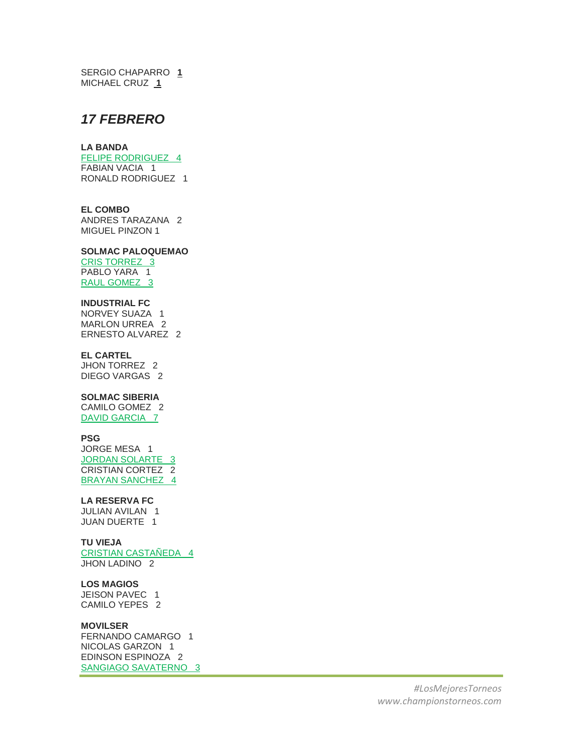SERGIO CHAPARRO **1**
MICHAEL CRUZ **1**

## *17 FEBRERO*

**LA BANDA**
FELIPE RODRIGUEZ 4
FABIAN VACIA 1
RONALD RODRIGUEZ 1

**EL COMBO**
ANDRES TARAZANA 2
MIGUEL PINZON 1

**SOLMAC PALOQUEMAO**
CRIS TORREZ 3
PABLO YARA 1
RAUL GOMEZ 3

**INDUSTRIAL FC**
NORVEY SUAZA 1
MARLON URREA 2
ERNESTO ALVAREZ 2

**EL CARTEL**
JHON TORREZ 2
DIEGO VARGAS 2

**SOLMAC SIBERIA**
CAMILO GOMEZ 2
DAVID GARCIA 7

**PSG**
JORGE MESA 1
JORDAN SOLARTE 3
CRISTIAN CORTEZ 2
BRAYAN SANCHEZ 4

**LA RESERVA FC**
JULIAN AVILAN 1
JUAN DUERTE 1

**TU VIEJA**
CRISTIAN CASTAÑEDA 4
JHON LADINO 2

**LOS MAGIOS**
JEISON PAVEC 1
CAMILO YEPES 2

**MOVILSER**
FERNANDO CAMARGO 1
NICOLAS GARZON 1
EDINSON ESPINOZA 2
SANGIAGO SAVATERNO 3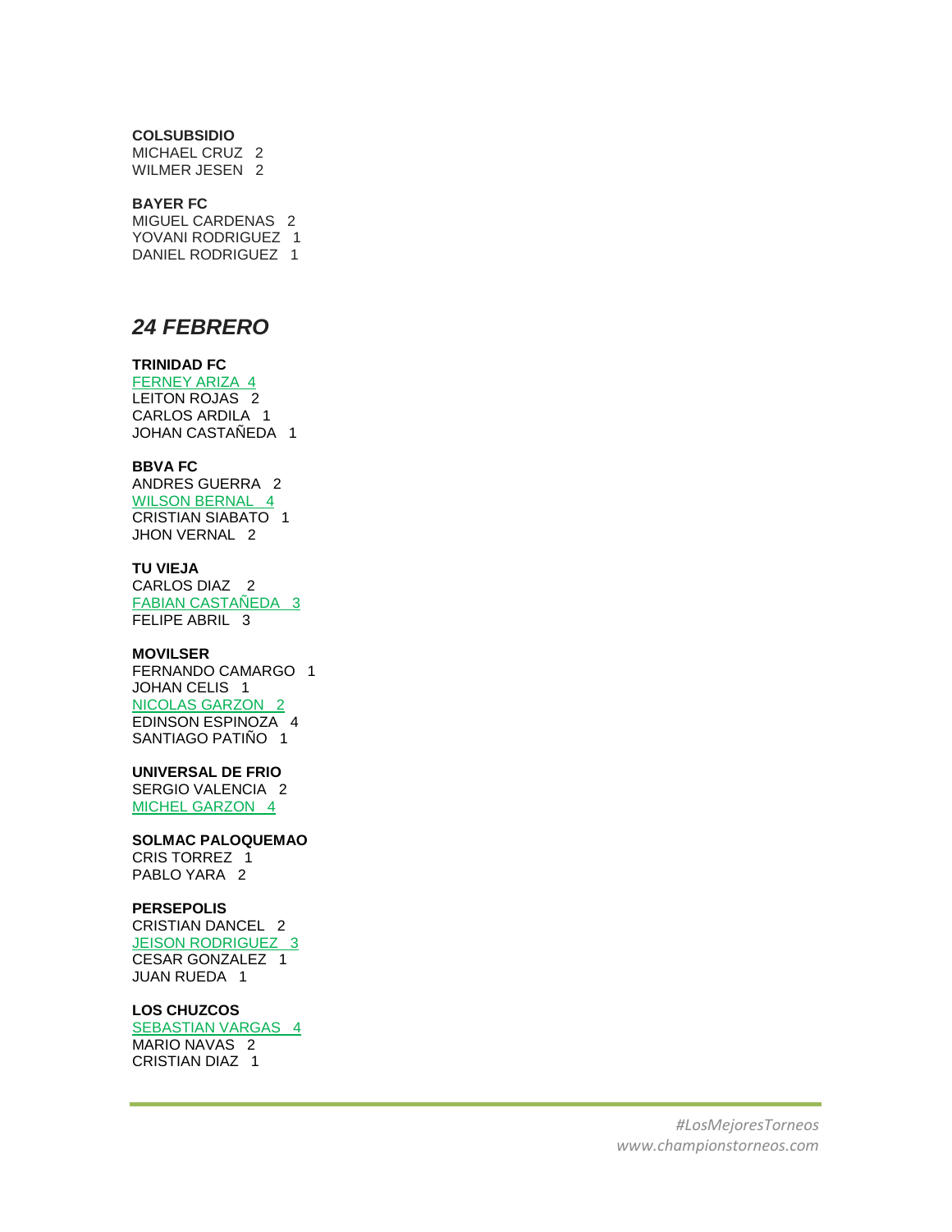**COLSUBSIDIO**
MICHAEL CRUZ 2
WILMER JESEN 2

**BAYER FC**
MIGUEL CARDENAS 2
YOVANI RODRIGUEZ 1
DANIEL RODRIGUEZ 1

## *24 FEBRERO*

**TRINIDAD FC**
FERNEY ARIZA 4
LEITON ROJAS 2
CARLOS ARDILA 1
JOHAN CASTAÑEDA 1

**BBVA FC**
ANDRES GUERRA 2
WILSON BERNAL 4
CRISTIAN SIABATO 1
JHON VERNAL 2

**TU VIEJA**
CARLOS DIAZ 2
FABIAN CASTAÑEDA 3
FELIPE ABRIL 3

**MOVILSER**
FERNANDO CAMARGO 1
JOHAN CELIS 1
NICOLAS GARZON 2
EDINSON ESPINOZA 4
SANTIAGO PATIÑO 1

**UNIVERSAL DE FRIO**
SERGIO VALENCIA 2
MICHEL GARZON 4

**SOLMAC PALOQUEMAO**
CRIS TORREZ 1
PABLO YARA 2

**PERSEPOLIS**
CRISTIAN DANCEL 2
JEISON RODRIGUEZ 3
CESAR GONZALEZ 1
JUAN RUEDA 1

**LOS CHUZCOS**
SEBASTIAN VARGAS 4
MARIO NAVAS 2
CRISTIAN DIAZ 1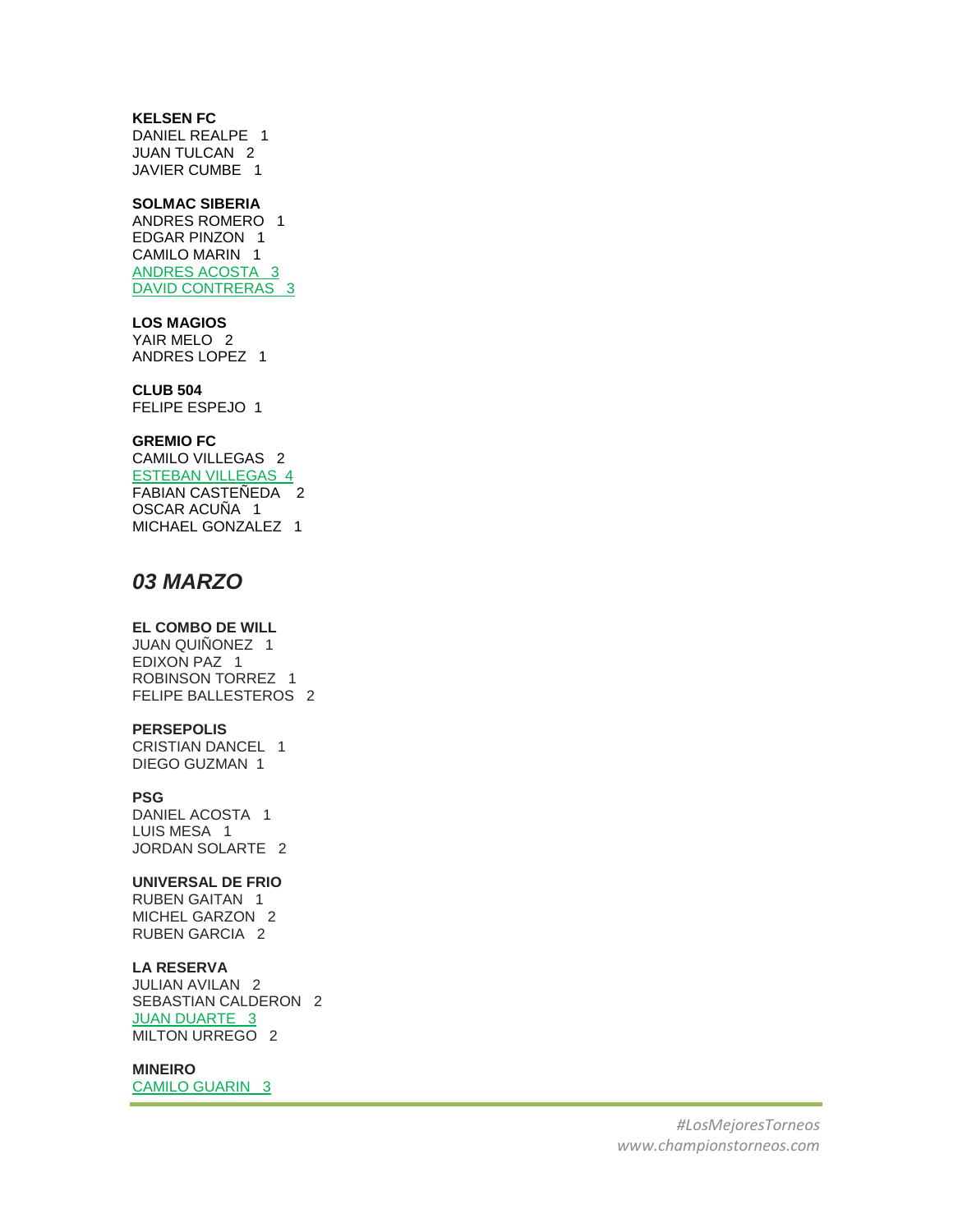**KELSEN FC**
DANIEL REALPE 1
JUAN TULCAN 2
JAVIER CUMBE 1

**SOLMAC SIBERIA**
ANDRES ROMERO 1
EDGAR PINZON 1
CAMILO MARIN 1
ANDRES ACOSTA 3
DAVID CONTRERAS 3

**LOS MAGIOS**
YAIR MELO 2
ANDRES LOPEZ 1

**CLUB 504**
FELIPE ESPEJO 1

**GREMIO FC**
CAMILO VILLEGAS 2
ESTEBAN VILLEGAS 4
FABIAN CASTEÑEDA 2
OSCAR ACUÑA 1
MICHAEL GONZALEZ 1

## *03 MARZO*

**EL COMBO DE WILL**
JUAN QUIÑONEZ 1
EDIXON PAZ 1
ROBINSON TORREZ 1
FELIPE BALLESTEROS 2

**PERSEPOLIS**
CRISTIAN DANCEL 1
DIEGO GUZMAN 1

**PSG**
DANIEL ACOSTA 1
LUIS MESA 1
JORDAN SOLARTE 2

**UNIVERSAL DE FRIO**
RUBEN GAITAN 1
MICHEL GARZON 2
RUBEN GARCIA 2

**LA RESERVA**
JULIAN AVILAN 2
SEBASTIAN CALDERON 2
JUAN DUARTE 3
MILTON URREGO 2

**MINEIRO**
CAMILO GUARIN 3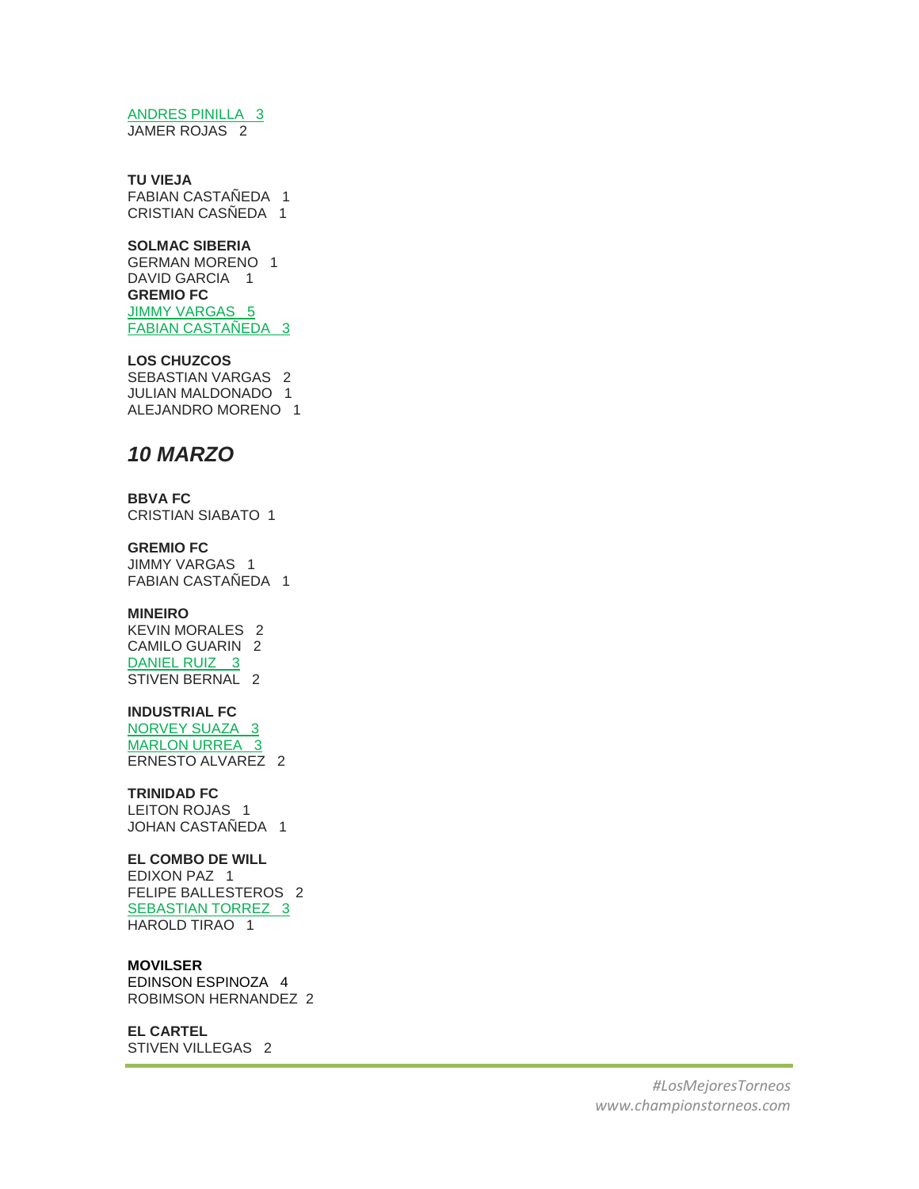ANDRES PINILLA 3
JAMER ROJAS 2

**TU VIEJA**
FABIAN CASTAÑEDA 1
CRISTIAN CASÑEDA 1

**SOLMAC SIBERIA**
GERMAN MORENO 1
DAVID GARCIA 1
**GREMIO FC**
JIMMY VARGAS 5
FABIAN CASTAÑEDA 3

**LOS CHUZCOS**
SEBASTIAN VARGAS 2
JULIAN MALDONADO 1
ALEJANDRO MORENO 1

## *10 MARZO*

**BBVA FC**
CRISTIAN SIABATO 1

**GREMIO FC**
JIMMY VARGAS 1
FABIAN CASTAÑEDA 1

**MINEIRO**
KEVIN MORALES 2
CAMILO GUARIN 2
DANIEL RUIZ 3
STIVEN BERNAL 2

**INDUSTRIAL FC**
NORVEY SUAZA 3
MARLON URREA 3
ERNESTO ALVAREZ 2

**TRINIDAD FC**
LEITON ROJAS 1
JOHAN CASTAÑEDA 1

**EL COMBO DE WILL**
EDIXON PAZ 1
FELIPE BALLESTEROS 2
SEBASTIAN TORREZ 3
HAROLD TIRAO 1

**MOVILSER**
EDINSON ESPINOZA 4
ROBIMSON HERNANDEZ 2

**EL CARTEL**
STIVEN VILLEGAS 2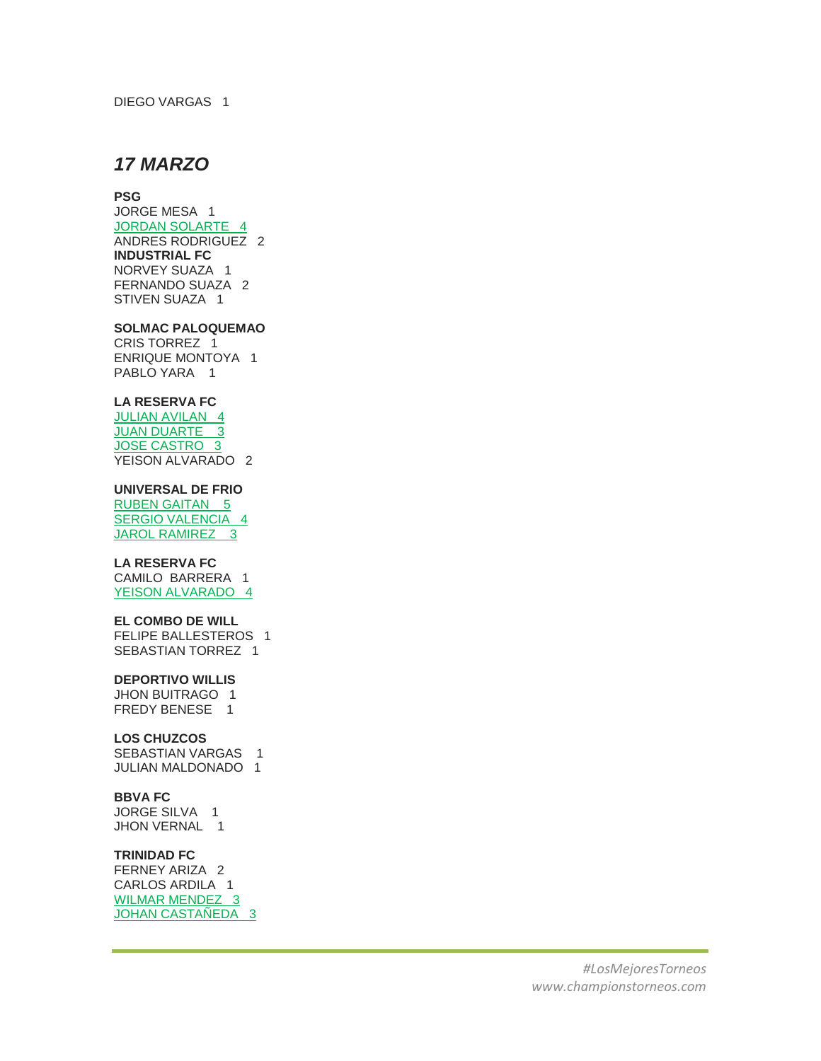DIEGO VARGAS 1

## *17 MARZO*

**PSG**
JORGE MESA 1
JORDAN SOLARTE 4
ANDRES RODRIGUEZ 2

**INDUSTRIAL FC**
NORVEY SUAZA 1
FERNANDO SUAZA 2
STIVEN SUAZA 1

**SOLMAC PALOQUEMAO**
CRIS TORREZ 1
ENRIQUE MONTOYA 1
PABLO YARA 1

**LA RESERVA FC**
JULIAN AVILAN 4
JUAN DUARTE 3
JOSE CASTRO 3
YEISON ALVARADO 2

**UNIVERSAL DE FRIO**
RUBEN GAITAN 5
SERGIO VALENCIA 4
JAROL RAMIREZ 3

**LA RESERVA FC**
CAMILO BARRERA 1
YEISON ALVARADO 4

**EL COMBO DE WILL**
FELIPE BALLESTEROS 1
SEBASTIAN TORREZ 1

**DEPORTIVO WILLIS**
JHON BUITRAGO 1
FREDY BENESE 1

**LOS CHUZCOS**
SEBASTIAN VARGAS 1
JULIAN MALDONADO 1

**BBVA FC**
JORGE SILVA 1
JHON VERNAL 1

**TRINIDAD FC**
FERNEY ARIZA 2
CARLOS ARDILA 1
WILMAR MENDEZ 3
JOHAN CASTAÑEDA 3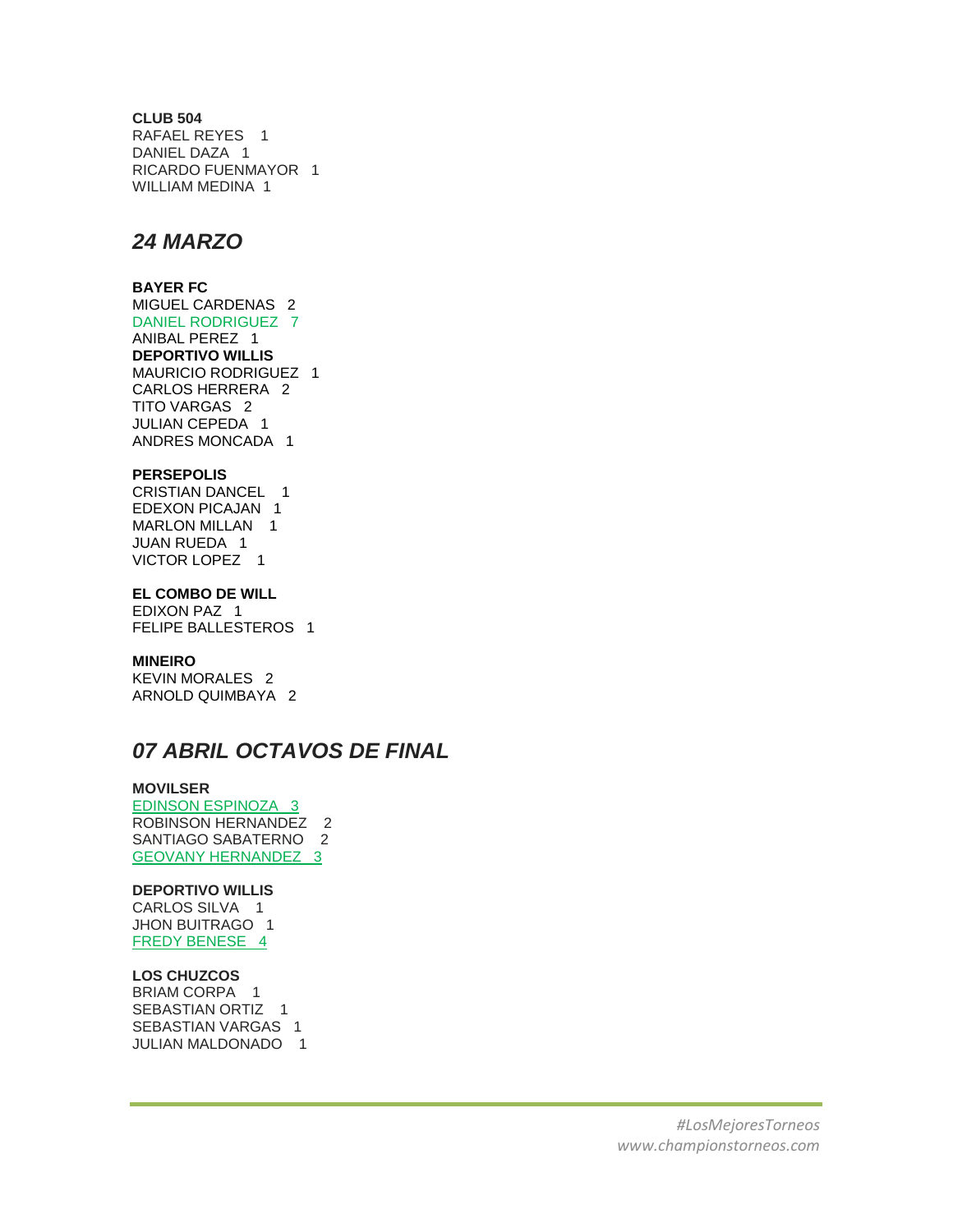**CLUB 504**
RAFAEL REYES 1
DANIEL DAZA 1
RICARDO FUENMAYOR 1
WILLIAM MEDINA 1

## *24 MARZO*

**BAYER FC**
MIGUEL CARDENAS 2
DANIEL RODRIGUEZ 7
ANIBAL PEREZ 1

**DEPORTIVO WILLIS**
MAURICIO RODRIGUEZ 1
CARLOS HERRERA 2
TITO VARGAS 2
JULIAN CEPEDA 1
ANDRES MONCADA 1

**PERSEPOLIS**
CRISTIAN DANCEL 1
EDEXON PICAJAN 1
MARLON MILLAN 1
JUAN RUEDA 1
VICTOR LOPEZ 1

**EL COMBO DE WILL**
EDIXON PAZ 1
FELIPE BALLESTEROS 1

**MINEIRO**
KEVIN MORALES 2
ARNOLD QUIMBAYA 2

## *07 ABRIL OCTAVOS DE FINAL*

**MOVILSER**
EDINSON ESPINOZA 3
ROBINSON HERNANDEZ 2
SANTIAGO SABATERNO 2
GEOVANY HERNANDEZ 3

**DEPORTIVO WILLIS**
CARLOS SILVA 1
JHON BUITRAGO 1
FREDY BENESE 4

**LOS CHUZCOS**
BRIAM CORPA 1
SEBASTIAN ORTIZ 1
SEBASTIAN VARGAS 1
JULIAN MALDONADO 1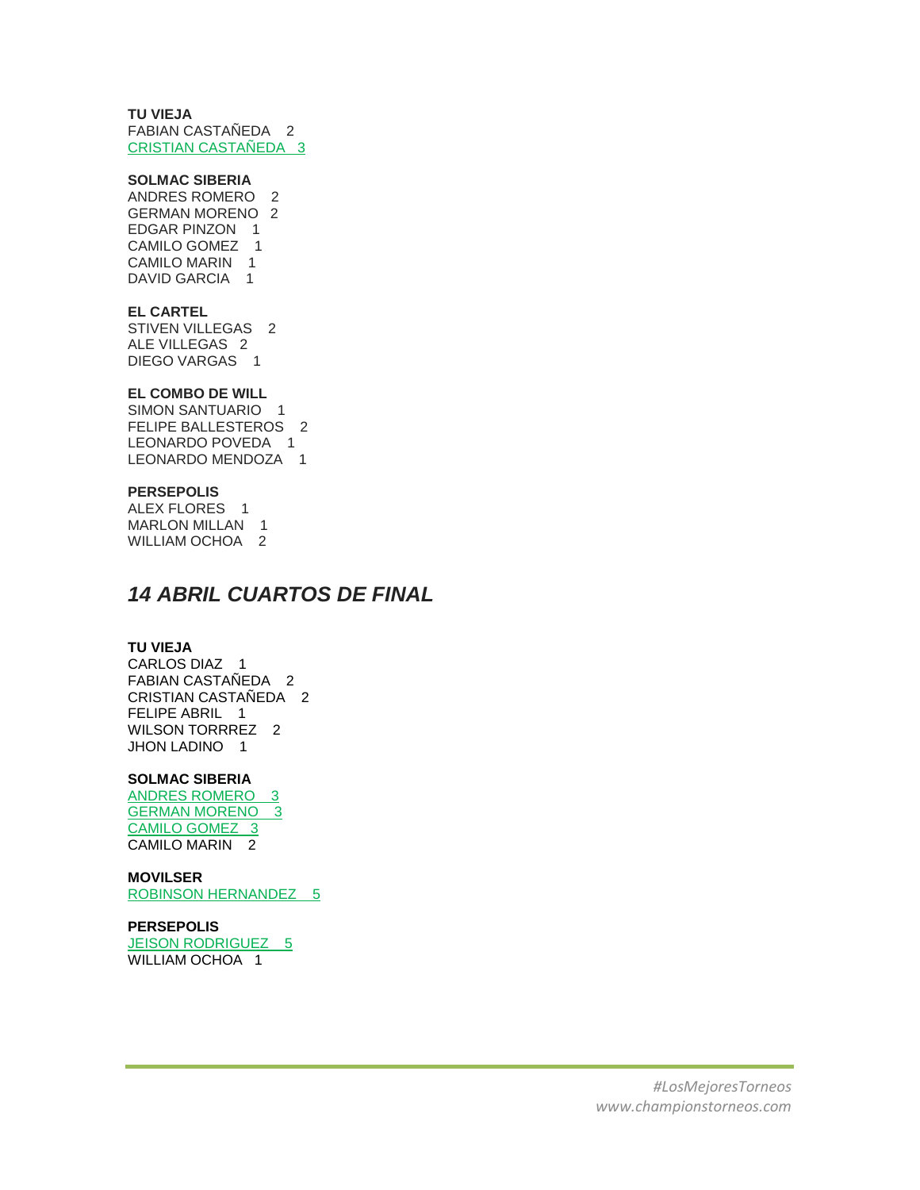**TU VIEJA**
FABIAN CASTAÑEDA 2
CRISTIAN CASTAÑEDA 3

**SOLMAC SIBERIA**
ANDRES ROMERO 2
GERMAN MORENO 2
EDGAR PINZON 1
CAMILO GOMEZ 1
CAMILO MARIN 1
DAVID GARCIA 1

**EL CARTEL**
STIVEN VILLEGAS 2
ALE VILLEGAS 2
DIEGO VARGAS 1

**EL COMBO DE WILL**
SIMON SANTUARIO 1
FELIPE BALLESTEROS 2
LEONARDO POVEDA 1
LEONARDO MENDOZA 1

**PERSEPOLIS**
ALEX FLORES 1
MARLON MILLAN 1
WILLIAM OCHOA 2

## *14 ABRIL CUARTOS DE FINAL*

**TU VIEJA**
CARLOS DIAZ 1
FABIAN CASTAÑEDA 2
CRISTIAN CASTAÑEDA 2
FELIPE ABRIL 1
WILSON TORRREZ 2
JHON LADINO 1

**SOLMAC SIBERIA**
ANDRES ROMERO 3
GERMAN MORENO 3
CAMILO GOMEZ 3
CAMILO MARIN 2

**MOVILSER**
ROBINSON HERNANDEZ 5

**PERSEPOLIS**
JEISON RODRIGUEZ 5
WILLIAM OCHOA 1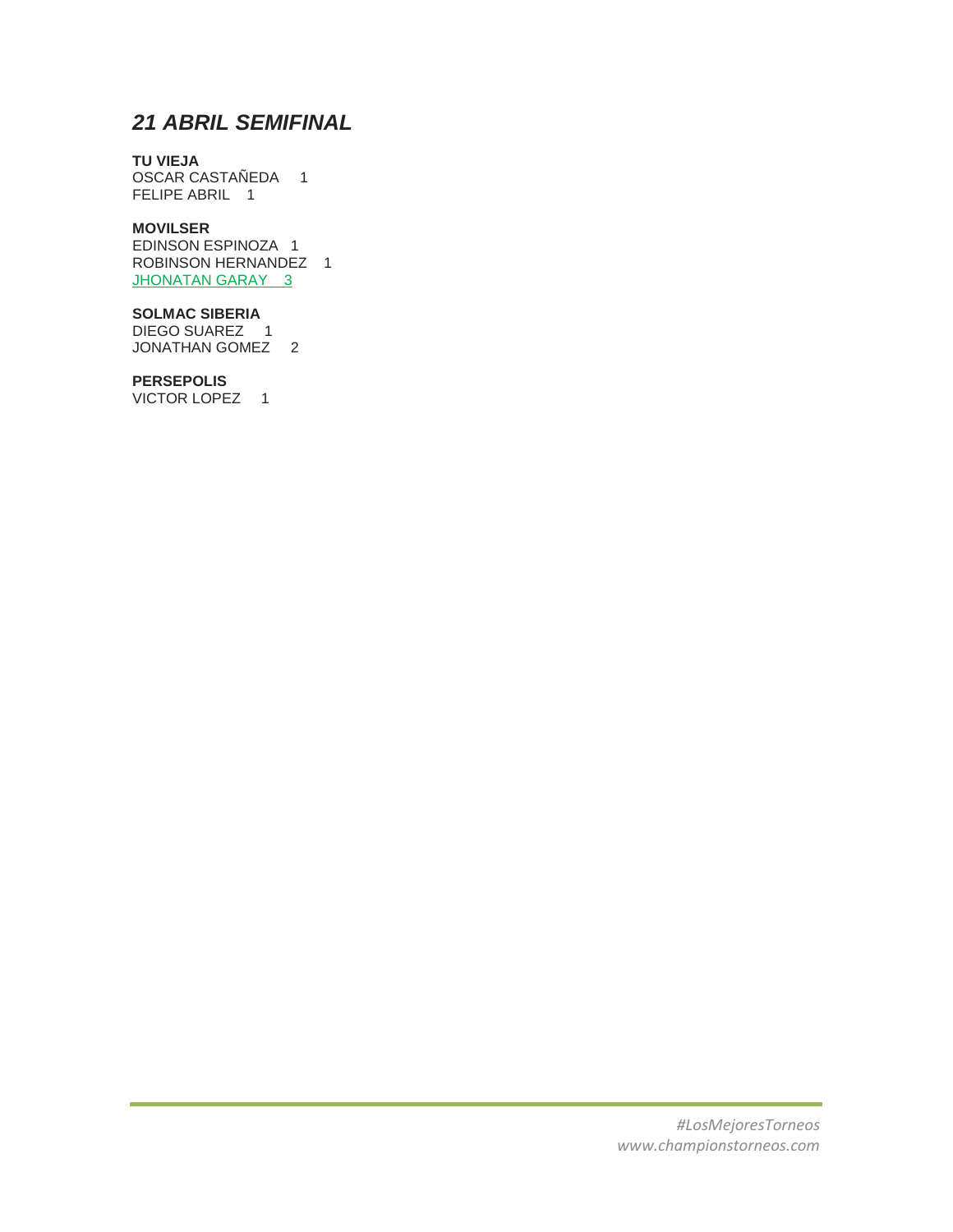## *21 ABRIL SEMIFINAL*

**TU VIEJA**
OSCAR CASTAÑEDA 1
FELIPE ABRIL 1

**MOVILSER**
EDINSON ESPINOZA 1
ROBINSON HERNANDEZ 1
JHONATAN GARAY 3

**SOLMAC SIBERIA**
DIEGO SUAREZ 1
JONATHAN GOMEZ 2

**PERSEPOLIS**
VICTOR LOPEZ 1